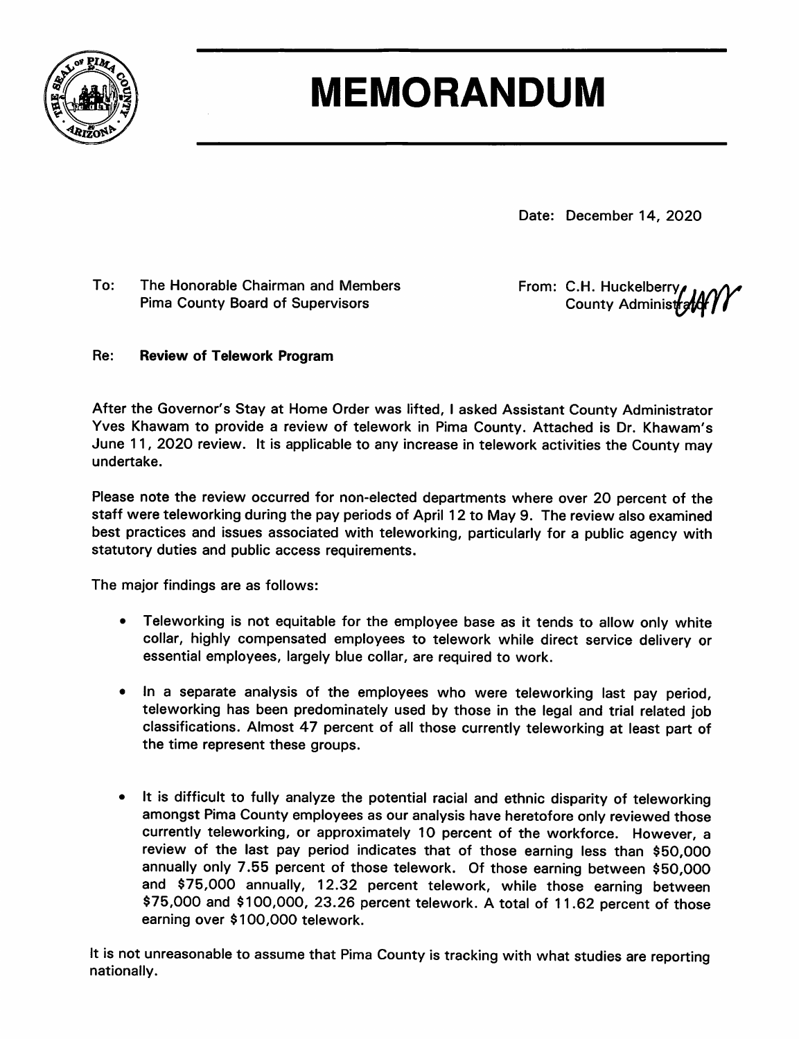# MEMORANDUM

Date: December 14, 2020

To: The Honorable Chairman and Members
Pima County Board of Supervisors

From: C.H. Huckelberry
County Administrator

Re: **Review of Telework Program**

After the Governor's Stay at Home Order was lifted, I asked Assistant County Administrator Yves Khawam to provide a review of telework in Pima County. Attached is Dr. Khawam's June 11, 2020 review. It is applicable to any increase in telework activities the County may undertake.

Please note the review occurred for non-elected departments where over 20 percent of the staff were teleworking during the pay periods of April 12 to May 9. The review also examined best practices and issues associated with teleworking, particularly for a public agency with statutory duties and public access requirements.

The major findings are as follows:

- Teleworking is not equitable for the employee base as it tends to allow only white collar, highly compensated employees to telework while direct service delivery or essential employees, largely blue collar, are required to work.

- In a separate analysis of the employees who were teleworking last pay period, teleworking has been predominately used by those in the legal and trial related job classifications. Almost 47 percent of all those currently teleworking at least part of the time represent these groups.

- It is difficult to fully analyze the potential racial and ethnic disparity of teleworking amongst Pima County employees as our analysis have heretofore only reviewed those currently teleworking, or approximately 10 percent of the workforce. However, a review of the last pay period indicates that of those earning less than $50,000 annually only 7.55 percent of those telework. Of those earning between $50,000 and $75,000 annually, 12.32 percent telework, while those earning between $75,000 and $100,000, 23.26 percent telework. A total of 11.62 percent of those earning over $100,000 telework.

It is not unreasonable to assume that Pima County is tracking with what studies are reporting nationally.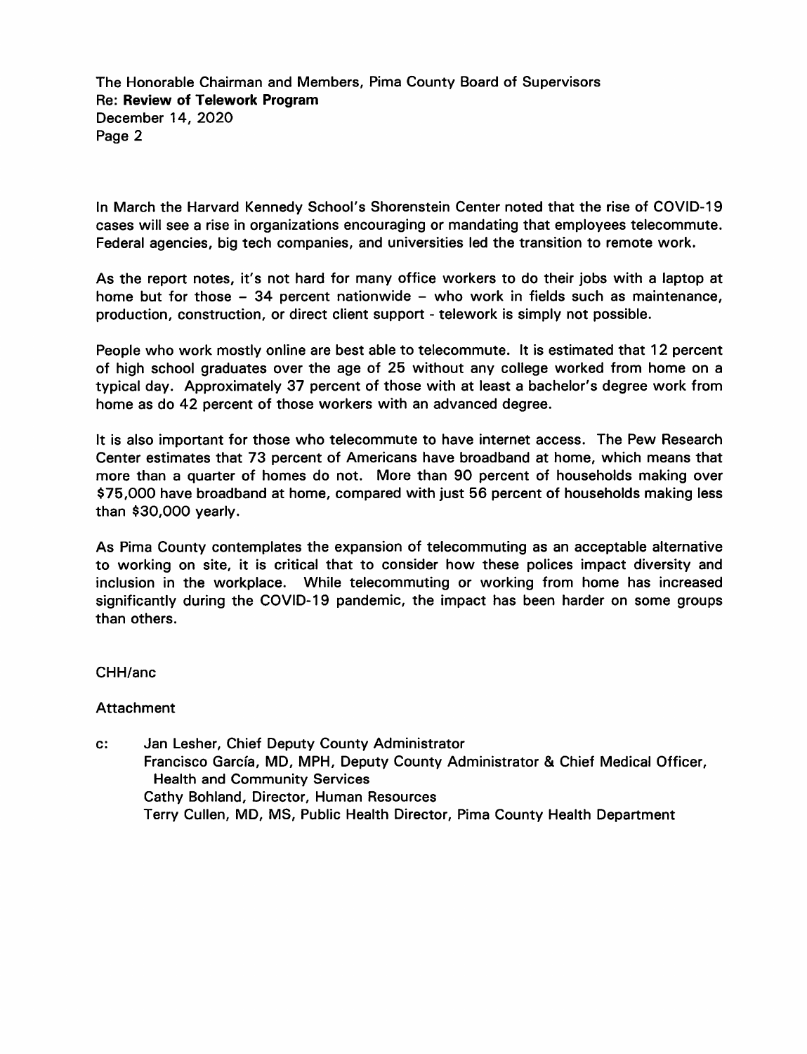In March the Harvard Kennedy School's Shorenstein Center noted that the rise of COVID-19 cases will see a rise in organizations encouraging or mandating that employees telecommute. Federal agencies, big tech companies, and universities led the transition to remote work.

As the report notes, it's not hard for many office workers to do their jobs with a laptop at home but for those – 34 percent nationwide – who work in fields such as maintenance, production, construction, or direct client support - telework is simply not possible.

People who work mostly online are best able to telecommute. It is estimated that 12 percent of high school graduates over the age of 25 without any college worked from home on a typical day. Approximately 37 percent of those with at least a bachelor's degree work from home as do 42 percent of those workers with an advanced degree.

It is also important for those who telecommute to have internet access. The Pew Research Center estimates that 73 percent of Americans have broadband at home, which means that more than a quarter of homes do not. More than 90 percent of households making over $75,000 have broadband at home, compared with just 56 percent of households making less than $30,000 yearly.

As Pima County contemplates the expansion of telecommuting as an acceptable alternative to working on site, it is critical that to consider how these polices impact diversity and inclusion in the workplace. While telecommuting or working from home has increased significantly during the COVID-19 pandemic, the impact has been harder on some groups than others.

CHH/anc

Attachment

c: Jan Lesher, Chief Deputy County Administrator
Francisco García, MD, MPH, Deputy County Administrator & Chief Medical Officer, Health and Community Services
Cathy Bohland, Director, Human Resources
Terry Cullen, MD, MS, Public Health Director, Pima County Health Department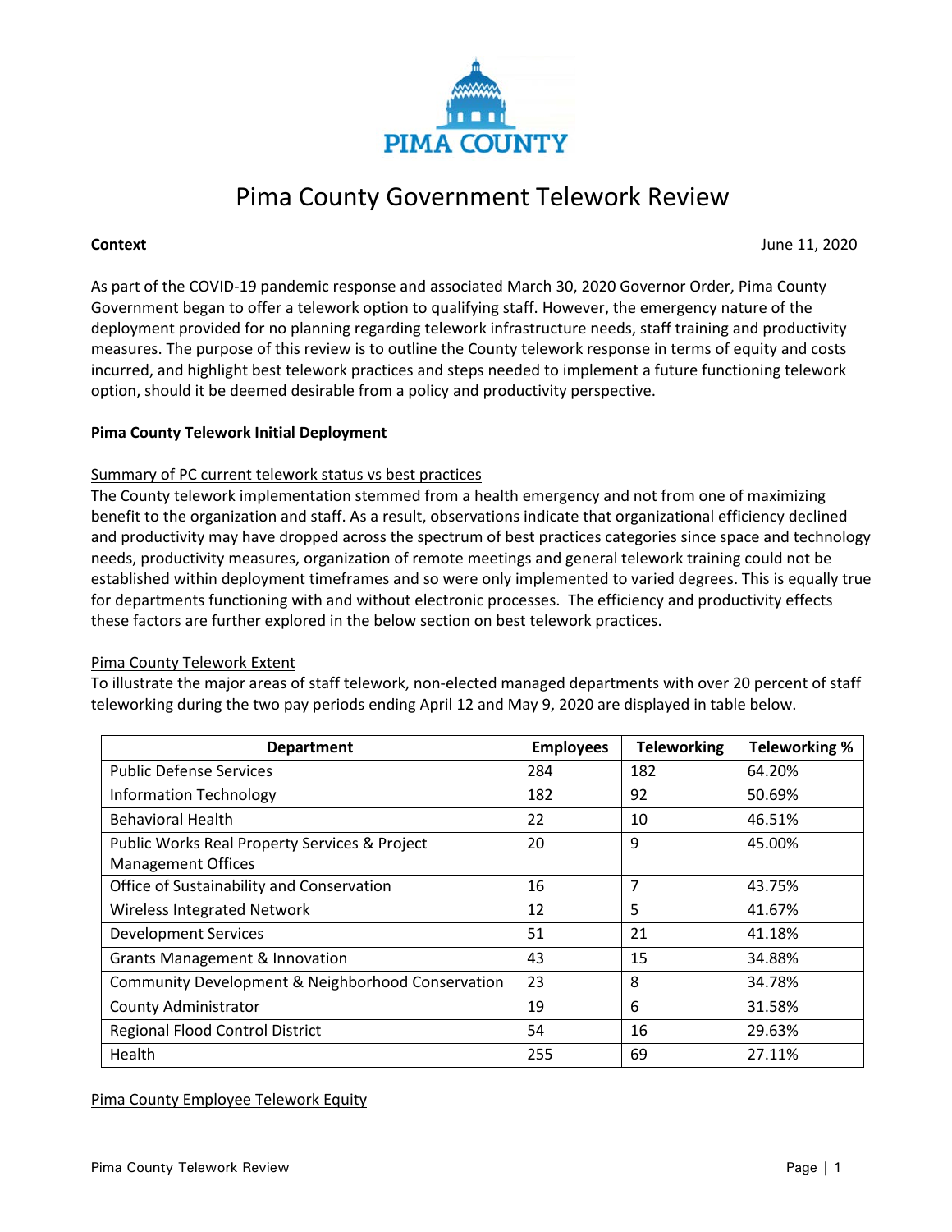# Pima County Government Telework Review

**Context** June 11, 2020

As part of the COVID-19 pandemic response and associated March 30, 2020 Governor Order, Pima County Government began to offer a telework option to qualifying staff. However, the emergency nature of the deployment provided for no planning regarding telework infrastructure needs, staff training and productivity measures. The purpose of this review is to outline the County telework response in terms of equity and costs incurred, and highlight best telework practices and steps needed to implement a future functioning telework option, should it be deemed desirable from a policy and productivity perspective.

**Pima County Telework Initial Deployment**

<u>Summary of PC current telework status vs best practices</u>

The County telework implementation stemmed from a health emergency and not from one of maximizing benefit to the organization and staff. As a result, observations indicate that organizational efficiency declined and productivity may have dropped across the spectrum of best practices categories since space and technology needs, productivity measures, organization of remote meetings and general telework training could not be established within deployment timeframes and so were only implemented to varied degrees. This is equally true for departments functioning with and without electronic processes. The efficiency and productivity effects these factors are further explored in the below section on best telework practices.

<u>Pima County Telework Extent</u>

To illustrate the major areas of staff telework, non-elected managed departments with over 20 percent of staff teleworking during the two pay periods ending April 12 and May 9, 2020 are displayed in table below.

| Department | Employees | Teleworking | Teleworking % |
|---|---|---|---|
| Public Defense Services | 284 | 182 | 64.20% |
| Information Technology | 182 | 92 | 50.69% |
| Behavioral Health | 22 | 10 | 46.51% |
| Public Works Real Property Services & Project Management Offices | 20 | 9 | 45.00% |
| Office of Sustainability and Conservation | 16 | 7 | 43.75% |
| Wireless Integrated Network | 12 | 5 | 41.67% |
| Development Services | 51 | 21 | 41.18% |
| Grants Management & Innovation | 43 | 15 | 34.88% |
| Community Development & Neighborhood Conservation | 23 | 8 | 34.78% |
| County Administrator | 19 | 6 | 31.58% |
| Regional Flood Control District | 54 | 16 | 29.63% |
| Health | 255 | 69 | 27.11% |

<u>Pima County Employee Telework Equity</u>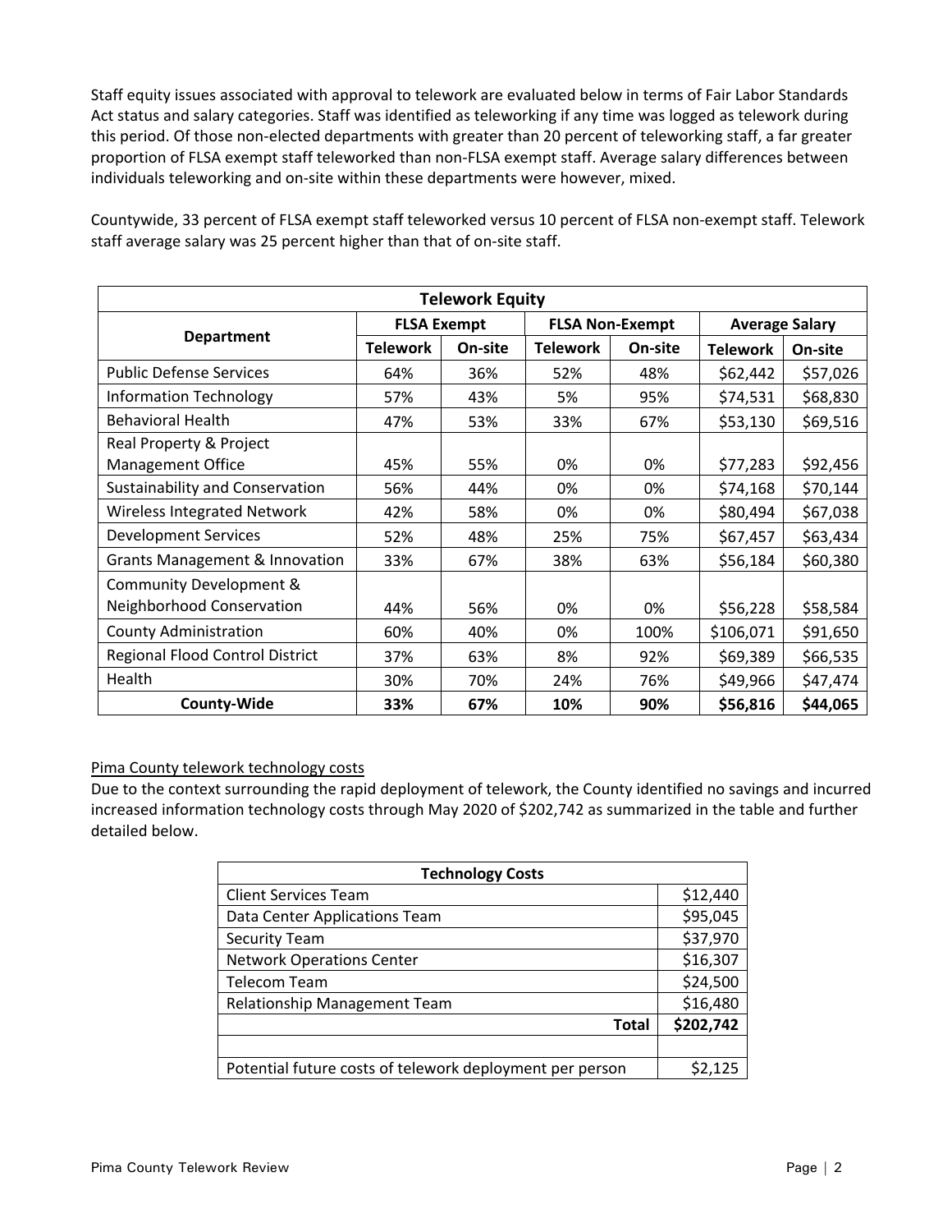Staff equity issues associated with approval to telework are evaluated below in terms of Fair Labor Standards Act status and salary categories. Staff was identified as teleworking if any time was logged as telework during this period. Of those non-elected departments with greater than 20 percent of teleworking staff, a far greater proportion of FLSA exempt staff teleworked than non-FLSA exempt staff. Average salary differences between individuals teleworking and on-site within these departments were however, mixed.

Countywide, 33 percent of FLSA exempt staff teleworked versus 10 percent of FLSA non-exempt staff. Telework staff average salary was 25 percent higher than that of on-site staff.

| Telework Equity | | | | | | |
|---|---|---|---|---|---|---|
| Department | FLSA Exempt | | FLSA Non-Exempt | | Average Salary | |
| | Telework | On-site | Telework | On-site | Telework | On-site |
| Public Defense Services | 64% | 36% | 52% | 48% | $62,442 | $57,026 |
| Information Technology | 57% | 43% | 5% | 95% | $74,531 | $68,830 |
| Behavioral Health | 47% | 53% | 33% | 67% | $53,130 | $69,516 |
| Real Property & Project Management Office | 45% | 55% | 0% | 0% | $77,283 | $92,456 |
| Sustainability and Conservation | 56% | 44% | 0% | 0% | $74,168 | $70,144 |
| Wireless Integrated Network | 42% | 58% | 0% | 0% | $80,494 | $67,038 |
| Development Services | 52% | 48% | 25% | 75% | $67,457 | $63,434 |
| Grants Management & Innovation | 33% | 67% | 38% | 63% | $56,184 | $60,380 |
| Community Development & Neighborhood Conservation | 44% | 56% | 0% | 0% | $56,228 | $58,584 |
| County Administration | 60% | 40% | 0% | 100% | $106,071 | $91,650 |
| Regional Flood Control District | 37% | 63% | 8% | 92% | $69,389 | $66,535 |
| Health | 30% | 70% | 24% | 76% | $49,966 | $47,474 |
| **County-Wide** | **33%** | **67%** | **10%** | **90%** | **$56,816** | **$44,065** |

Pima County telework technology costs

Due to the context surrounding the rapid deployment of telework, the County identified no savings and incurred increased information technology costs through May 2020 of $202,742 as summarized in the table and further detailed below.

| Technology Costs | |
|---|---|
| Client Services Team | $12,440 |
| Data Center Applications Team | $95,045 |
| Security Team | $37,970 |
| Network Operations Center | $16,307 |
| Telecom Team | $24,500 |
| Relationship Management Team | $16,480 |
| **Total** | **$202,742** |
| | |
| Potential future costs of telework deployment per person | $2,125 |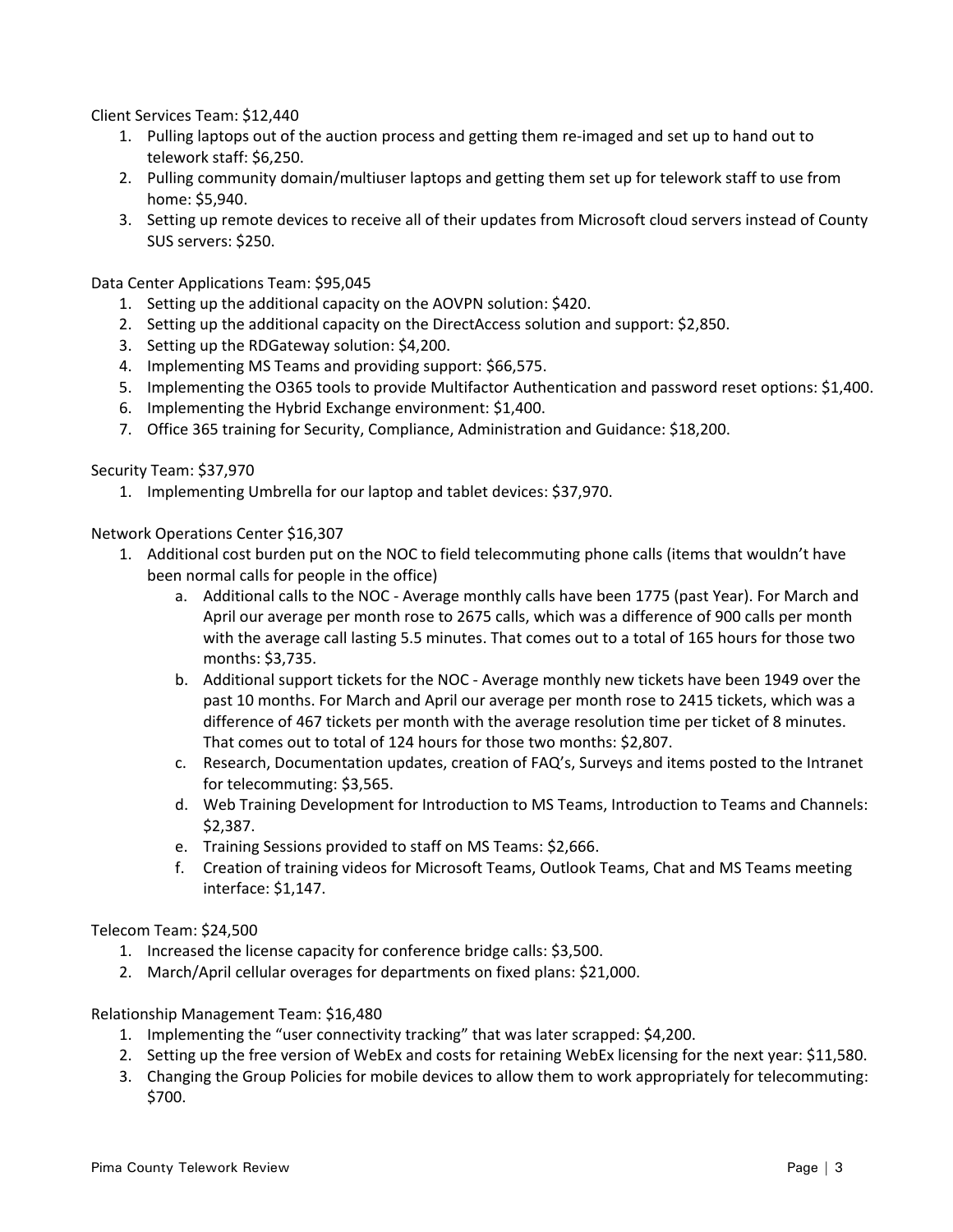Client Services Team: $12,440

1. Pulling laptops out of the auction process and getting them re-imaged and set up to hand out to telework staff: $6,250.
2. Pulling community domain/multiuser laptops and getting them set up for telework staff to use from home: $5,940.
3. Setting up remote devices to receive all of their updates from Microsoft cloud servers instead of County SUS servers: $250.

Data Center Applications Team: $95,045

1. Setting up the additional capacity on the AOVPN solution: $420.
2. Setting up the additional capacity on the DirectAccess solution and support: $2,850.
3. Setting up the RDGateway solution: $4,200.
4. Implementing MS Teams and providing support: $66,575.
5. Implementing the O365 tools to provide Multifactor Authentication and password reset options: $1,400.
6. Implementing the Hybrid Exchange environment: $1,400.
7. Office 365 training for Security, Compliance, Administration and Guidance: $18,200.

Security Team: $37,970

1. Implementing Umbrella for our laptop and tablet devices: $37,970.

Network Operations Center $16,307

1. Additional cost burden put on the NOC to field telecommuting phone calls (items that wouldn't have been normal calls for people in the office)
   a. Additional calls to the NOC - Average monthly calls have been 1775 (past Year). For March and April our average per month rose to 2675 calls, which was a difference of 900 calls per month with the average call lasting 5.5 minutes. That comes out to a total of 165 hours for those two months: $3,735.
   b. Additional support tickets for the NOC - Average monthly new tickets have been 1949 over the past 10 months. For March and April our average per month rose to 2415 tickets, which was a difference of 467 tickets per month with the average resolution time per ticket of 8 minutes. That comes out to total of 124 hours for those two months: $2,807.
   c. Research, Documentation updates, creation of FAQ's, Surveys and items posted to the Intranet for telecommuting: $3,565.
   d. Web Training Development for Introduction to MS Teams, Introduction to Teams and Channels: $2,387.
   e. Training Sessions provided to staff on MS Teams: $2,666.
   f. Creation of training videos for Microsoft Teams, Outlook Teams, Chat and MS Teams meeting interface: $1,147.

Telecom Team: $24,500

1. Increased the license capacity for conference bridge calls: $3,500.
2. March/April cellular overages for departments on fixed plans: $21,000.

Relationship Management Team: $16,480

1. Implementing the "user connectivity tracking" that was later scrapped: $4,200.
2. Setting up the free version of WebEx and costs for retaining WebEx licensing for the next year: $11,580.
3. Changing the Group Policies for mobile devices to allow them to work appropriately for telecommuting: $700.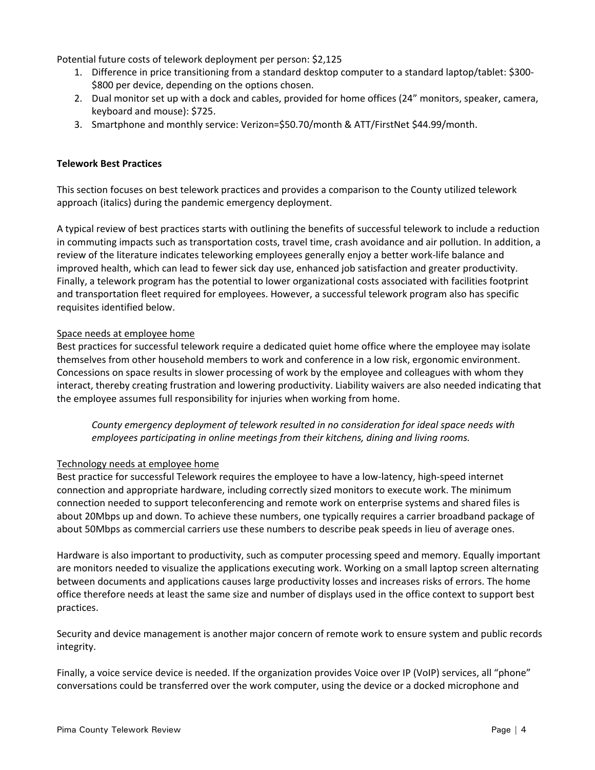Potential future costs of telework deployment per person: $2,125

1. Difference in price transitioning from a standard desktop computer to a standard laptop/tablet: $300-$800 per device, depending on the options chosen.
2. Dual monitor set up with a dock and cables, provided for home offices (24" monitors, speaker, camera, keyboard and mouse): $725.
3. Smartphone and monthly service: Verizon=$50.70/month & ATT/FirstNet $44.99/month.

**Telework Best Practices**

This section focuses on best telework practices and provides a comparison to the County utilized telework approach (italics) during the pandemic emergency deployment.

A typical review of best practices starts with outlining the benefits of successful telework to include a reduction in commuting impacts such as transportation costs, travel time, crash avoidance and air pollution. In addition, a review of the literature indicates teleworking employees generally enjoy a better work-life balance and improved health, which can lead to fewer sick day use, enhanced job satisfaction and greater productivity. Finally, a telework program has the potential to lower organizational costs associated with facilities footprint and transportation fleet required for employees. However, a successful telework program also has specific requisites identified below.

<u>Space needs at employee home</u>

Best practices for successful telework require a dedicated quiet home office where the employee may isolate themselves from other household members to work and conference in a low risk, ergonomic environment. Concessions on space results in slower processing of work by the employee and colleagues with whom they interact, thereby creating frustration and lowering productivity. Liability waivers are also needed indicating that the employee assumes full responsibility for injuries when working from home.

> *County emergency deployment of telework resulted in no consideration for ideal space needs with employees participating in online meetings from their kitchens, dining and living rooms.*

<u>Technology needs at employee home</u>

Best practice for successful Telework requires the employee to have a low-latency, high-speed internet connection and appropriate hardware, including correctly sized monitors to execute work. The minimum connection needed to support teleconferencing and remote work on enterprise systems and shared files is about 20Mbps up and down. To achieve these numbers, one typically requires a carrier broadband package of about 50Mbps as commercial carriers use these numbers to describe peak speeds in lieu of average ones.

Hardware is also important to productivity, such as computer processing speed and memory. Equally important are monitors needed to visualize the applications executing work. Working on a small laptop screen alternating between documents and applications causes large productivity losses and increases risks of errors. The home office therefore needs at least the same size and number of displays used in the office context to support best practices.

Security and device management is another major concern of remote work to ensure system and public records integrity.

Finally, a voice service device is needed. If the organization provides Voice over IP (VoIP) services, all "phone" conversations could be transferred over the work computer, using the device or a docked microphone and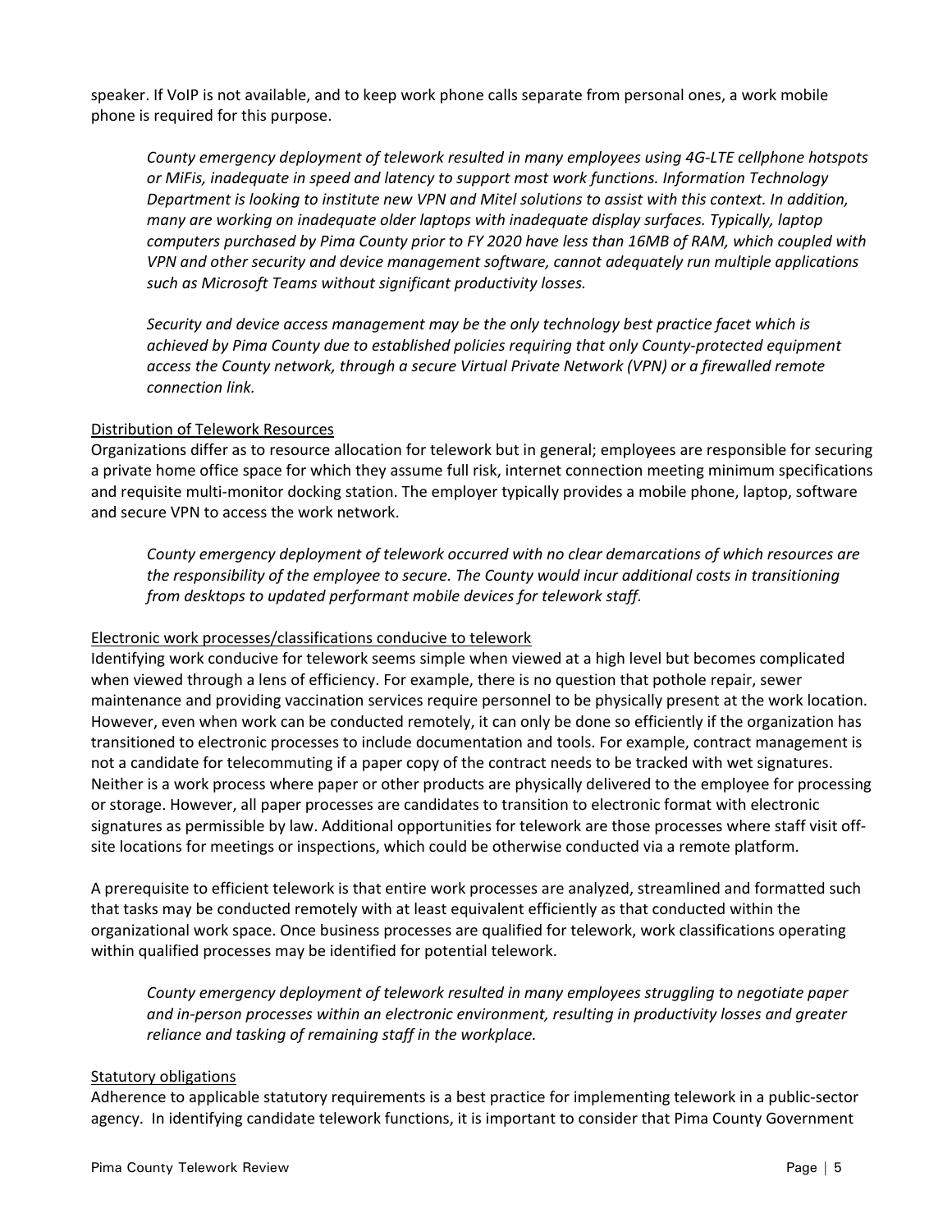speaker. If VoIP is not available, and to keep work phone calls separate from personal ones, a work mobile phone is required for this purpose.

> *County emergency deployment of telework resulted in many employees using 4G-LTE cellphone hotspots or MiFis, inadequate in speed and latency to support most work functions. Information Technology Department is looking to institute new VPN and Mitel solutions to assist with this context. In addition, many are working on inadequate older laptops with inadequate display surfaces. Typically, laptop computers purchased by Pima County prior to FY 2020 have less than 16MB of RAM, which coupled with VPN and other security and device management software, cannot adequately run multiple applications such as Microsoft Teams without significant productivity losses.*

> *Security and device access management may be the only technology best practice facet which is achieved by Pima County due to established policies requiring that only County-protected equipment access the County network, through a secure Virtual Private Network (VPN) or a firewalled remote connection link.*

<u>Distribution of Telework Resources</u>

Organizations differ as to resource allocation for telework but in general; employees are responsible for securing a private home office space for which they assume full risk, internet connection meeting minimum specifications and requisite multi-monitor docking station. The employer typically provides a mobile phone, laptop, software and secure VPN to access the work network.

> *County emergency deployment of telework occurred with no clear demarcations of which resources are the responsibility of the employee to secure. The County would incur additional costs in transitioning from desktops to updated performant mobile devices for telework staff.*

<u>Electronic work processes/classifications conducive to telework</u>

Identifying work conducive for telework seems simple when viewed at a high level but becomes complicated when viewed through a lens of efficiency. For example, there is no question that pothole repair, sewer maintenance and providing vaccination services require personnel to be physically present at the work location. However, even when work can be conducted remotely, it can only be done so efficiently if the organization has transitioned to electronic processes to include documentation and tools. For example, contract management is not a candidate for telecommuting if a paper copy of the contract needs to be tracked with wet signatures. Neither is a work process where paper or other products are physically delivered to the employee for processing or storage. However, all paper processes are candidates to transition to electronic format with electronic signatures as permissible by law. Additional opportunities for telework are those processes where staff visit off-site locations for meetings or inspections, which could be otherwise conducted via a remote platform.

A prerequisite to efficient telework is that entire work processes are analyzed, streamlined and formatted such that tasks may be conducted remotely with at least equivalent efficiently as that conducted within the organizational work space. Once business processes are qualified for telework, work classifications operating within qualified processes may be identified for potential telework.

> *County emergency deployment of telework resulted in many employees struggling to negotiate paper and in-person processes within an electronic environment, resulting in productivity losses and greater reliance and tasking of remaining staff in the workplace.*

<u>Statutory obligations</u>

Adherence to applicable statutory requirements is a best practice for implementing telework in a public-sector agency. In identifying candidate telework functions, it is important to consider that Pima County Government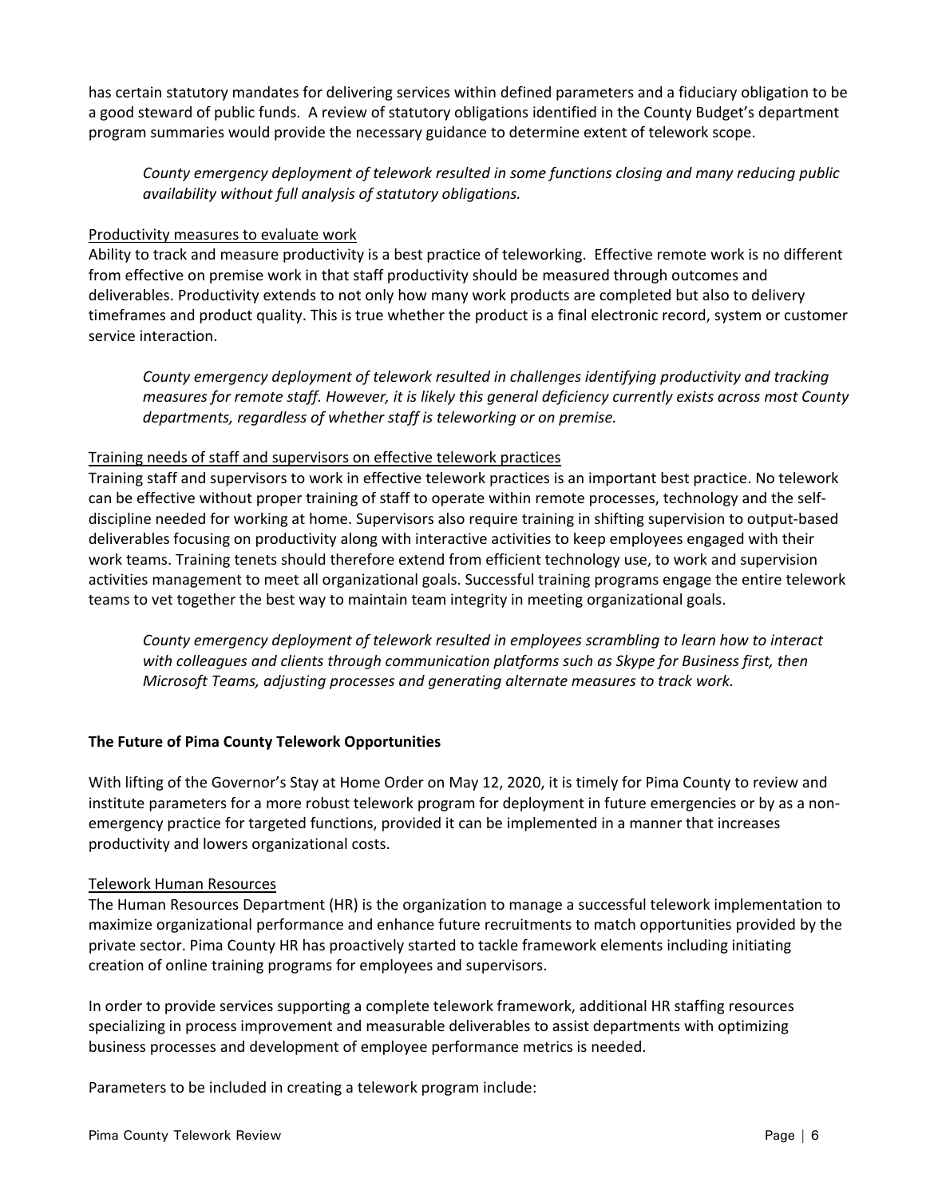has certain statutory mandates for delivering services within defined parameters and a fiduciary obligation to be a good steward of public funds. A review of statutory obligations identified in the County Budget's department program summaries would provide the necessary guidance to determine extent of telework scope.

> *County emergency deployment of telework resulted in some functions closing and many reducing public availability without full analysis of statutory obligations.*

Productivity measures to evaluate work

Ability to track and measure productivity is a best practice of teleworking. Effective remote work is no different from effective on premise work in that staff productivity should be measured through outcomes and deliverables. Productivity extends to not only how many work products are completed but also to delivery timeframes and product quality. This is true whether the product is a final electronic record, system or customer service interaction.

> *County emergency deployment of telework resulted in challenges identifying productivity and tracking measures for remote staff. However, it is likely this general deficiency currently exists across most County departments, regardless of whether staff is teleworking or on premise.*

Training needs of staff and supervisors on effective telework practices

Training staff and supervisors to work in effective telework practices is an important best practice. No telework can be effective without proper training of staff to operate within remote processes, technology and the self-discipline needed for working at home. Supervisors also require training in shifting supervision to output-based deliverables focusing on productivity along with interactive activities to keep employees engaged with their work teams. Training tenets should therefore extend from efficient technology use, to work and supervision activities management to meet all organizational goals. Successful training programs engage the entire telework teams to vet together the best way to maintain team integrity in meeting organizational goals.

> *County emergency deployment of telework resulted in employees scrambling to learn how to interact with colleagues and clients through communication platforms such as Skype for Business first, then Microsoft Teams, adjusting processes and generating alternate measures to track work.*

**The Future of Pima County Telework Opportunities**

With lifting of the Governor's Stay at Home Order on May 12, 2020, it is timely for Pima County to review and institute parameters for a more robust telework program for deployment in future emergencies or by as a non-emergency practice for targeted functions, provided it can be implemented in a manner that increases productivity and lowers organizational costs.

Telework Human Resources

The Human Resources Department (HR) is the organization to manage a successful telework implementation to maximize organizational performance and enhance future recruitments to match opportunities provided by the private sector. Pima County HR has proactively started to tackle framework elements including initiating creation of online training programs for employees and supervisors.

In order to provide services supporting a complete telework framework, additional HR staffing resources specializing in process improvement and measurable deliverables to assist departments with optimizing business processes and development of employee performance metrics is needed.

Parameters to be included in creating a telework program include: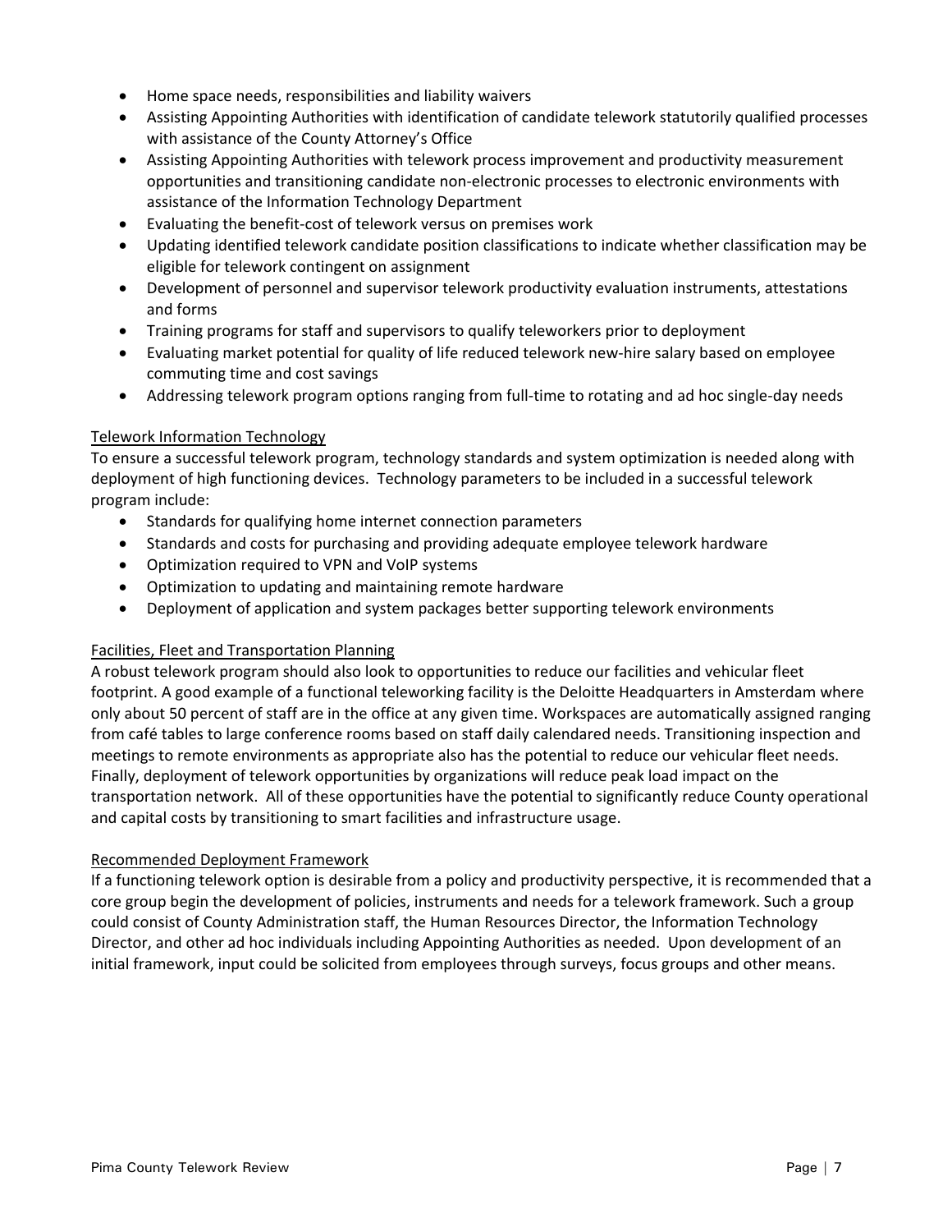- Home space needs, responsibilities and liability waivers
- Assisting Appointing Authorities with identification of candidate telework statutorily qualified processes with assistance of the County Attorney's Office
- Assisting Appointing Authorities with telework process improvement and productivity measurement opportunities and transitioning candidate non-electronic processes to electronic environments with assistance of the Information Technology Department
- Evaluating the benefit-cost of telework versus on premises work
- Updating identified telework candidate position classifications to indicate whether classification may be eligible for telework contingent on assignment
- Development of personnel and supervisor telework productivity evaluation instruments, attestations and forms
- Training programs for staff and supervisors to qualify teleworkers prior to deployment
- Evaluating market potential for quality of life reduced telework new-hire salary based on employee commuting time and cost savings
- Addressing telework program options ranging from full-time to rotating and ad hoc single-day needs

## Telework Information Technology

To ensure a successful telework program, technology standards and system optimization is needed along with deployment of high functioning devices. Technology parameters to be included in a successful telework program include:

- Standards for qualifying home internet connection parameters
- Standards and costs for purchasing and providing adequate employee telework hardware
- Optimization required to VPN and VoIP systems
- Optimization to updating and maintaining remote hardware
- Deployment of application and system packages better supporting telework environments

## Facilities, Fleet and Transportation Planning

A robust telework program should also look to opportunities to reduce our facilities and vehicular fleet footprint. A good example of a functional teleworking facility is the Deloitte Headquarters in Amsterdam where only about 50 percent of staff are in the office at any given time. Workspaces are automatically assigned ranging from café tables to large conference rooms based on staff daily calendared needs. Transitioning inspection and meetings to remote environments as appropriate also has the potential to reduce our vehicular fleet needs. Finally, deployment of telework opportunities by organizations will reduce peak load impact on the transportation network. All of these opportunities have the potential to significantly reduce County operational and capital costs by transitioning to smart facilities and infrastructure usage.

## Recommended Deployment Framework

If a functioning telework option is desirable from a policy and productivity perspective, it is recommended that a core group begin the development of policies, instruments and needs for a telework framework. Such a group could consist of County Administration staff, the Human Resources Director, the Information Technology Director, and other ad hoc individuals including Appointing Authorities as needed. Upon development of an initial framework, input could be solicited from employees through surveys, focus groups and other means.